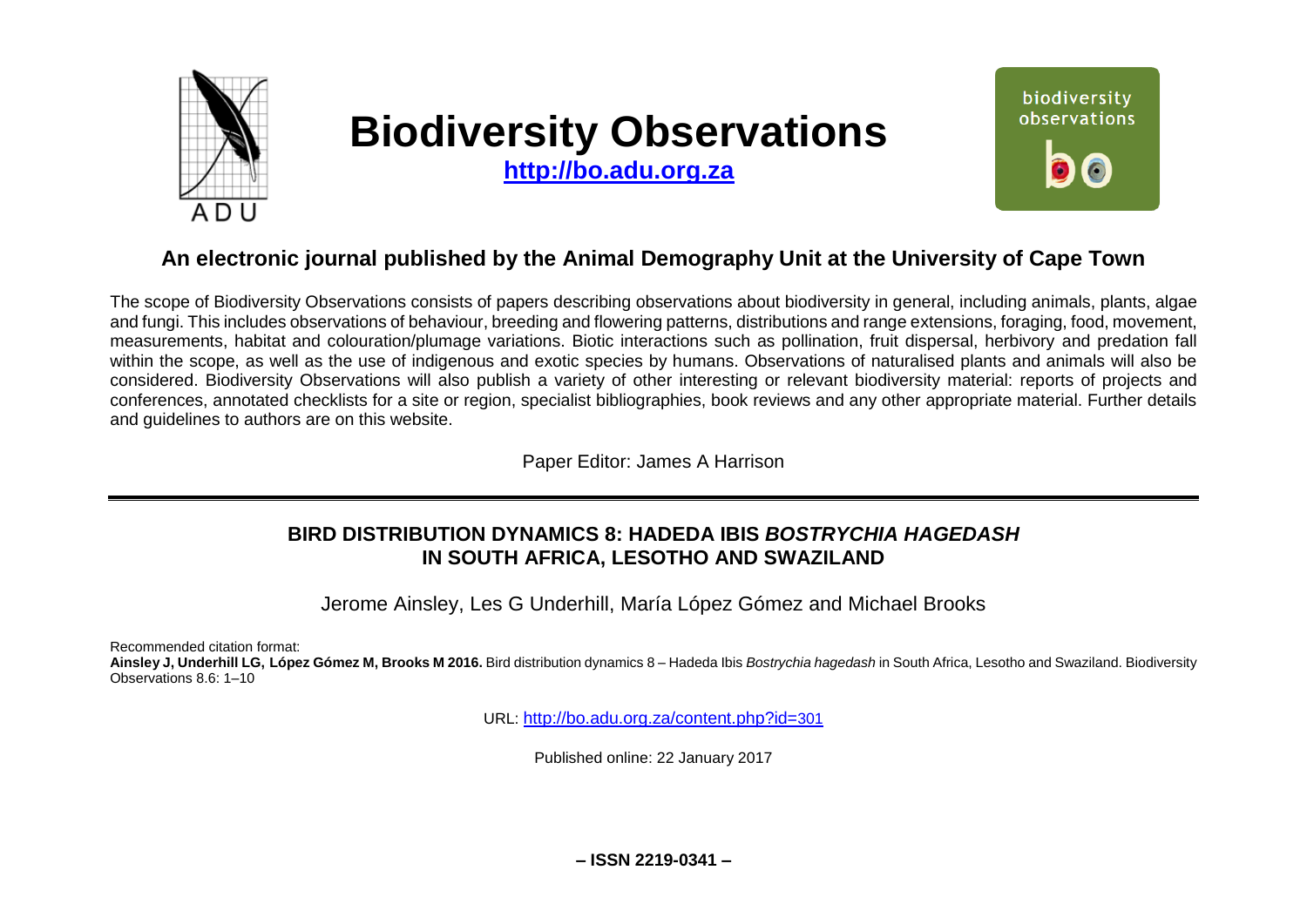# Biodiversity Observations

**http://bo.adu.org.za**

## An electronic journal published by the Animal Demography Unit at the University of Cape Town

The scope of Biodiversity Observations consists of papers describing observations about biodiversity in general, including animals, plants, algae and fungi. This includes observations of behaviour, breeding and flowering patterns, distributions and range extensions, foraging, food, movement, measurements, habitat and colouration/plumage variations. Biotic interactions such as pollination, fruit dispersal, herbivory and predation fall within the scope, as well as the use of indigenous and exotic species by humans. Observations of naturalised plants and animals will also be considered. Biodiversity Observations will also publish a variety of other interesting or relevant biodiversity material: reports of projects and conferences, annotated checklists for a site or region, specialist bibliographies, book reviews and any other appropriate material. Further details and guidelines to authors are on this website.

Paper Editor: James A Harrison

---

# BIRD DISTRIBUTION DYNAMICS 8: HADEDA IBIS *BOSTRYCHIA HAGEDASH* IN SOUTH AFRICA, LESOTHO AND SWAZILAND

Jerome Ainsley, Les G Underhill, María López Gómez and Michael Brooks

Recommended citation format:
**Ainsley J, Underhill LG, López Gómez M, Brooks M 2016.** Bird distribution dynamics 8 – Hadeda Ibis *Bostrychia hagedash* in South Africa, Lesotho and Swaziland. Biodiversity Observations 8.6: 1–10

URL: http://bo.adu.org.za/content.php?id=301

Published online: 22 January 2017

**– ISSN 2219-0341 –**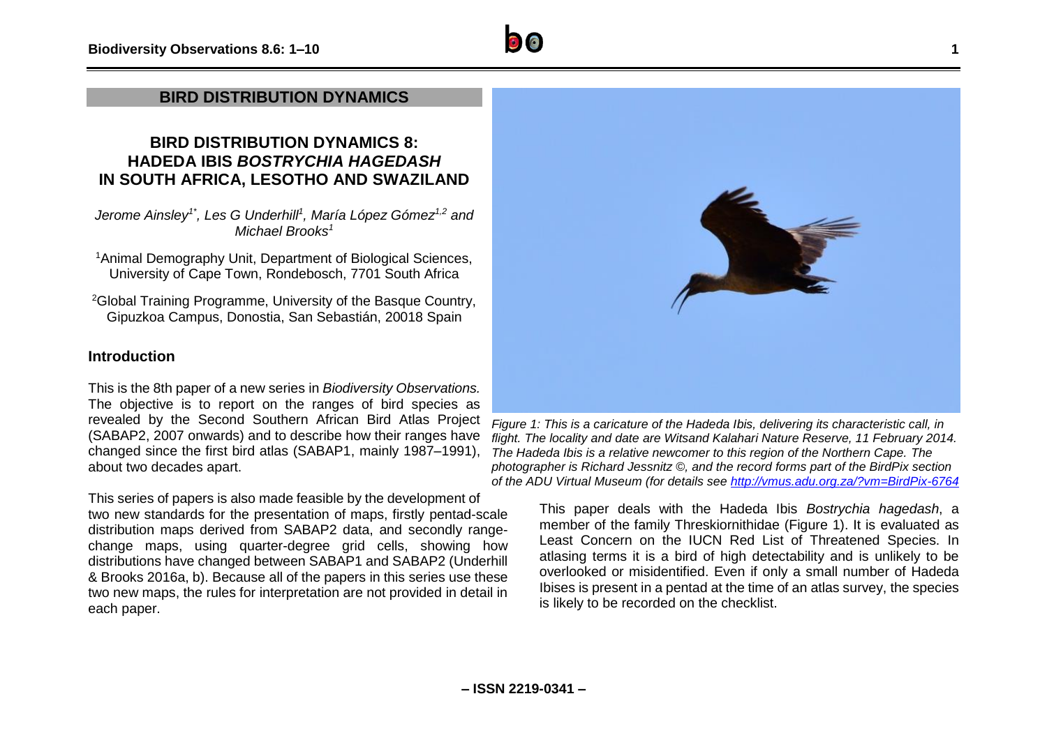## BIRD DISTRIBUTION DYNAMICS

# BIRD DISTRIBUTION DYNAMICS 8: HADEDA IBIS *BOSTRYCHIA HAGEDASH* IN SOUTH AFRICA, LESOTHO AND SWAZILAND

*Jerome Ainsley[1*], Les G Underhill[1], María López Gómez[1,2] and Michael Brooks[1]*

[1]Animal Demography Unit, Department of Biological Sciences, University of Cape Town, Rondebosch, 7701 South Africa

[2]Global Training Programme, University of the Basque Country, Gipuzkoa Campus, Donostia, San Sebastián, 20018 Spain

## Introduction

This is the 8th paper of a new series in *Biodiversity Observations.* The objective is to report on the ranges of bird species as revealed by the Second Southern African Bird Atlas Project (SABAP2, 2007 onwards) and to describe how their ranges have changed since the first bird atlas (SABAP1, mainly 1987–1991), about two decades apart.

This series of papers is also made feasible by the development of two new standards for the presentation of maps, firstly pentad-scale distribution maps derived from SABAP2 data, and secondly range-change maps, using quarter-degree grid cells, showing how distributions have changed between SABAP1 and SABAP2 (Underhill & Brooks 2016a, b). Because all of the papers in this series use these two new maps, the rules for interpretation are not provided in detail in each paper.

*Figure 1: This is a caricature of the Hadeda Ibis, delivering its characteristic call, in flight. The locality and date are Witsand Kalahari Nature Reserve, 11 February 2014. The Hadeda Ibis is a relative newcomer to this region of the Northern Cape. The photographer is Richard Jessnitz ©, and the record forms part of the BirdPix section of the ADU Virtual Museum (for details see http://vmus.adu.org.za/?vm=BirdPix-6764*

This paper deals with the Hadeda Ibis *Bostrychia hagedash*, a member of the family Threskiornithidae (Figure 1). It is evaluated as Least Concern on the IUCN Red List of Threatened Species. In atlasing terms it is a bird of high detectability and is unlikely to be overlooked or misidentified. Even if only a small number of Hadeda Ibises is present in a pentad at the time of an atlas survey, the species is likely to be recorded on the checklist.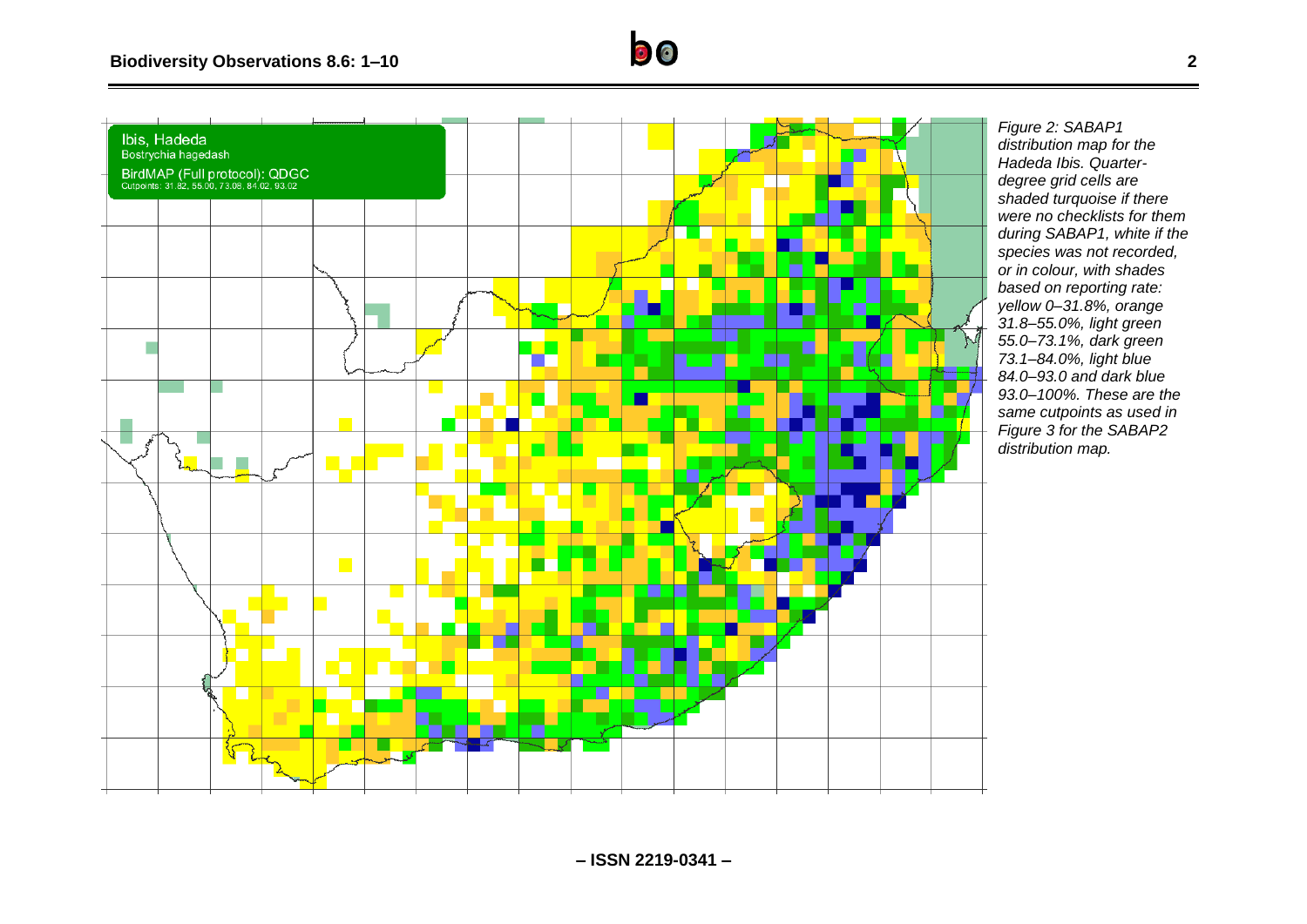Figure 2: SABAP1 distribution map for the Hadeda Ibis. Quarter-degree grid cells are shaded turquoise if there were no checklists for them during SABAP1, white if the species was not recorded, or in colour, with shades based on reporting rate: yellow 0–31.8%, orange 31.8–55.0%, light green 55.0–73.1%, dark green 73.1–84.0%, light blue 84.0–93.0 and dark blue 93.0–100%. These are the same cutpoints as used in Figure 3 for the SABAP2 distribution map.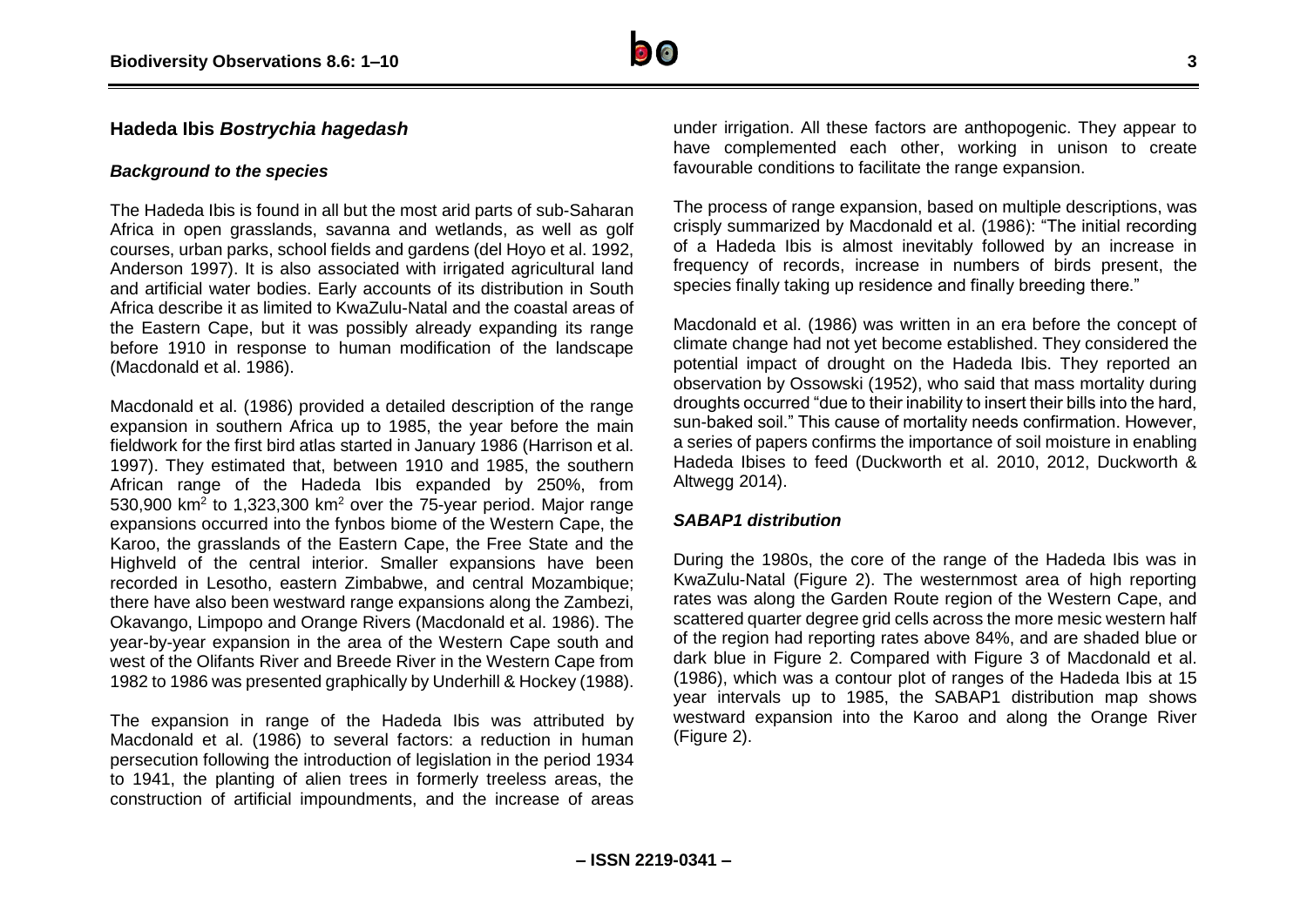## Hadeda Ibis *Bostrychia hagedash*

### *Background to the species*

The Hadeda Ibis is found in all but the most arid parts of sub-Saharan Africa in open grasslands, savanna and wetlands, as well as golf courses, urban parks, school fields and gardens (del Hoyo et al. 1992, Anderson 1997). It is also associated with irrigated agricultural land and artificial water bodies. Early accounts of its distribution in South Africa describe it as limited to KwaZulu-Natal and the coastal areas of the Eastern Cape, but it was possibly already expanding its range before 1910 in response to human modification of the landscape (Macdonald et al. 1986).

Macdonald et al. (1986) provided a detailed description of the range expansion in southern Africa up to 1985, the year before the main fieldwork for the first bird atlas started in January 1986 (Harrison et al. 1997). They estimated that, between 1910 and 1985, the southern African range of the Hadeda Ibis expanded by 250%, from 530,900 km$^2$ to 1,323,300 km$^2$ over the 75-year period. Major range expansions occurred into the fynbos biome of the Western Cape, the Karoo, the grasslands of the Eastern Cape, the Free State and the Highveld of the central interior. Smaller expansions have been recorded in Lesotho, eastern Zimbabwe, and central Mozambique; there have also been westward range expansions along the Zambezi, Okavango, Limpopo and Orange Rivers (Macdonald et al. 1986). The year-by-year expansion in the area of the Western Cape south and west of the Olifants River and Breede River in the Western Cape from 1982 to 1986 was presented graphically by Underhill & Hockey (1988).

The expansion in range of the Hadeda Ibis was attributed by Macdonald et al. (1986) to several factors: a reduction in human persecution following the introduction of legislation in the period 1934 to 1941, the planting of alien trees in formerly treeless areas, the construction of artificial impoundments, and the increase of areas under irrigation. All these factors are anthopogenic. They appear to have complemented each other, working in unison to create favourable conditions to facilitate the range expansion.

The process of range expansion, based on multiple descriptions, was crisply summarized by Macdonald et al. (1986): "The initial recording of a Hadeda Ibis is almost inevitably followed by an increase in frequency of records, increase in numbers of birds present, the species finally taking up residence and finally breeding there."

Macdonald et al. (1986) was written in an era before the concept of climate change had not yet become established. They considered the potential impact of drought on the Hadeda Ibis. They reported an observation by Ossowski (1952), who said that mass mortality during droughts occurred "due to their inability to insert their bills into the hard, sun-baked soil." This cause of mortality needs confirmation. However, a series of papers confirms the importance of soil moisture in enabling Hadeda Ibises to feed (Duckworth et al. 2010, 2012, Duckworth & Altwegg 2014).

### *SABAP1 distribution*

During the 1980s, the core of the range of the Hadeda Ibis was in KwaZulu-Natal (Figure 2). The westernmost area of high reporting rates was along the Garden Route region of the Western Cape, and scattered quarter degree grid cells across the more mesic western half of the region had reporting rates above 84%, and are shaded blue or dark blue in Figure 2. Compared with Figure 3 of Macdonald et al. (1986), which was a contour plot of ranges of the Hadeda Ibis at 15 year intervals up to 1985, the SABAP1 distribution map shows westward expansion into the Karoo and along the Orange River (Figure 2).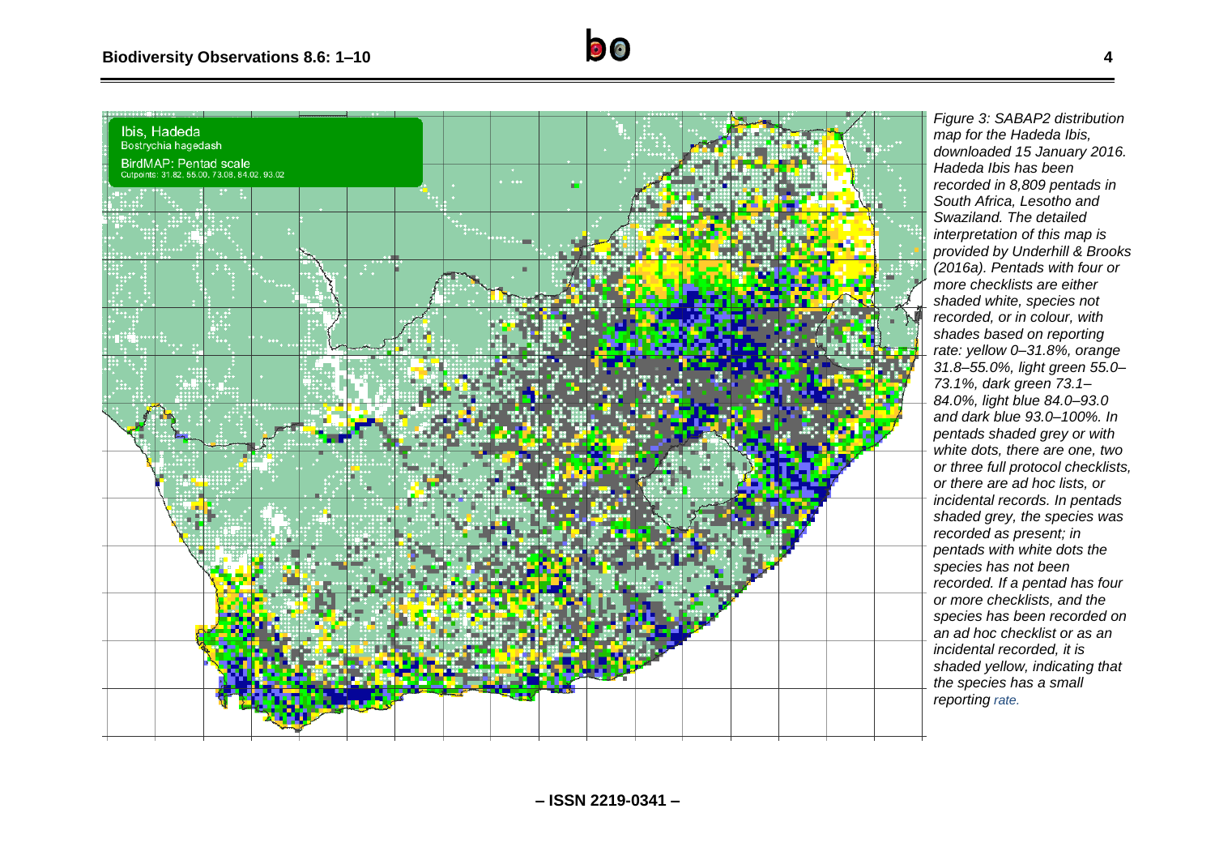*Figure 3: SABAP2 distribution map for the Hadeda Ibis, downloaded 15 January 2016. Hadeda Ibis has been recorded in 8,809 pentads in South Africa, Lesotho and Swaziland. The detailed interpretation of this map is provided by Underhill & Brooks (2016a). Pentads with four or more checklists are either shaded white, species not recorded, or in colour, with shades based on reporting rate: yellow 0–31.8%, orange 31.8–55.0%, light green 55.0–73.1%, dark green 73.1–84.0%, light blue 84.0–93.0 and dark blue 93.0–100%. In pentads shaded grey or with white dots, there are one, two or three full protocol checklists, or there are ad hoc lists, or incidental records. In pentads shaded grey, the species was recorded as present; in pentads with white dots the species has not been recorded. If a pentad has four or more checklists, and the species has been recorded on an ad hoc checklist or as an incidental recorded, it is shaded yellow, indicating that the species has a small reporting rate.*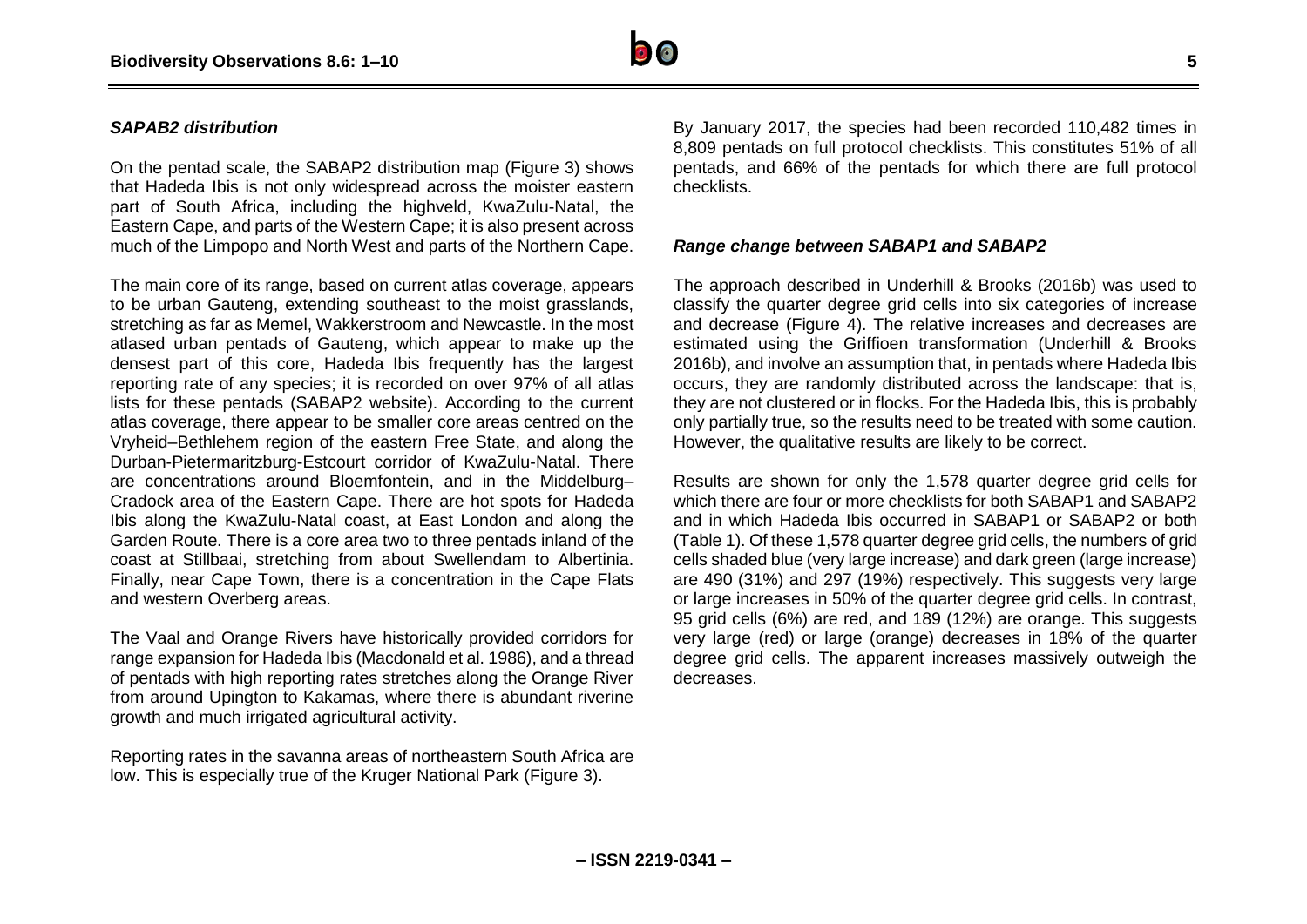### *SAPAB2 distribution*

On the pentad scale, the SABAP2 distribution map (Figure 3) shows that Hadeda Ibis is not only widespread across the moister eastern part of South Africa, including the highveld, KwaZulu-Natal, the Eastern Cape, and parts of the Western Cape; it is also present across much of the Limpopo and North West and parts of the Northern Cape.

The main core of its range, based on current atlas coverage, appears to be urban Gauteng, extending southeast to the moist grasslands, stretching as far as Memel, Wakkerstroom and Newcastle. In the most atlased urban pentads of Gauteng, which appear to make up the densest part of this core, Hadeda Ibis frequently has the largest reporting rate of any species; it is recorded on over 97% of all atlas lists for these pentads (SABAP2 website). According to the current atlas coverage, there appear to be smaller core areas centred on the Vryheid–Bethlehem region of the eastern Free State, and along the Durban-Pietermaritzburg-Estcourt corridor of KwaZulu-Natal. There are concentrations around Bloemfontein, and in the Middelburg–Cradock area of the Eastern Cape. There are hot spots for Hadeda Ibis along the KwaZulu-Natal coast, at East London and along the Garden Route. There is a core area two to three pentads inland of the coast at Stillbaai, stretching from about Swellendam to Albertinia. Finally, near Cape Town, there is a concentration in the Cape Flats and western Overberg areas.

The Vaal and Orange Rivers have historically provided corridors for range expansion for Hadeda Ibis (Macdonald et al. 1986), and a thread of pentads with high reporting rates stretches along the Orange River from around Upington to Kakamas, where there is abundant riverine growth and much irrigated agricultural activity.

Reporting rates in the savanna areas of northeastern South Africa are low. This is especially true of the Kruger National Park (Figure 3).

By January 2017, the species had been recorded 110,482 times in 8,809 pentads on full protocol checklists. This constitutes 51% of all pentads, and 66% of the pentads for which there are full protocol checklists.

### *Range change between SABAP1 and SABAP2*

The approach described in Underhill & Brooks (2016b) was used to classify the quarter degree grid cells into six categories of increase and decrease (Figure 4). The relative increases and decreases are estimated using the Griffioen transformation (Underhill & Brooks 2016b), and involve an assumption that, in pentads where Hadeda Ibis occurs, they are randomly distributed across the landscape: that is, they are not clustered or in flocks. For the Hadeda Ibis, this is probably only partially true, so the results need to be treated with some caution. However, the qualitative results are likely to be correct.

Results are shown for only the 1,578 quarter degree grid cells for which there are four or more checklists for both SABAP1 and SABAP2 and in which Hadeda Ibis occurred in SABAP1 or SABAP2 or both (Table 1). Of these 1,578 quarter degree grid cells, the numbers of grid cells shaded blue (very large increase) and dark green (large increase) are 490 (31%) and 297 (19%) respectively. This suggests very large or large increases in 50% of the quarter degree grid cells. In contrast, 95 grid cells (6%) are red, and 189 (12%) are orange. This suggests very large (red) or large (orange) decreases in 18% of the quarter degree grid cells. The apparent increases massively outweigh the decreases.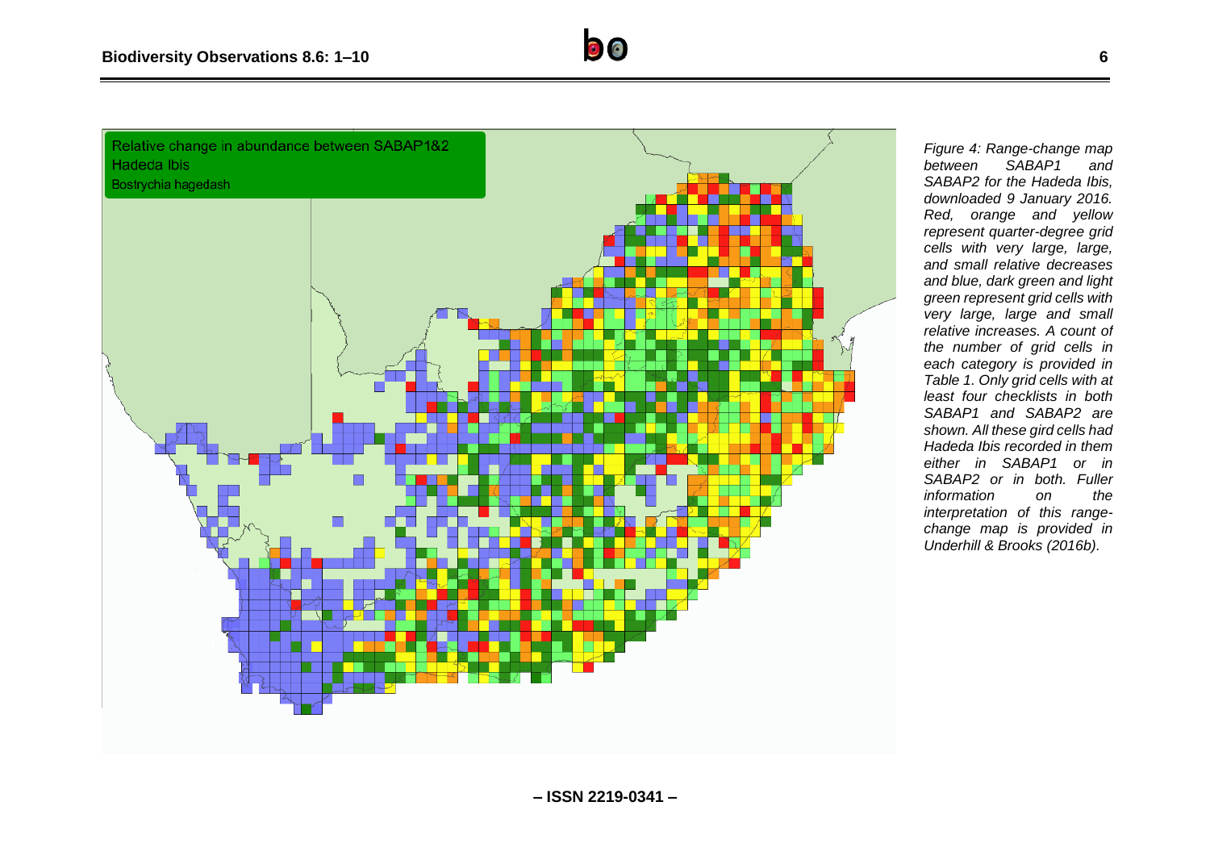*Figure 4: Range-change map between SABAP1 and SABAP2 for the Hadeda Ibis, downloaded 9 January 2016. Red, orange and yellow represent quarter-degree grid cells with very large, large, and small relative decreases and blue, dark green and light green represent grid cells with very large, large and small relative increases. A count of the number of grid cells in each category is provided in Table 1. Only grid cells with at least four checklists in both SABAP1 and SABAP2 are shown. All these gird cells had Hadeda Ibis recorded in them either in SABAP1 or in SABAP2 or in both. Fuller information on the interpretation of this range-change map is provided in Underhill & Brooks (2016b).*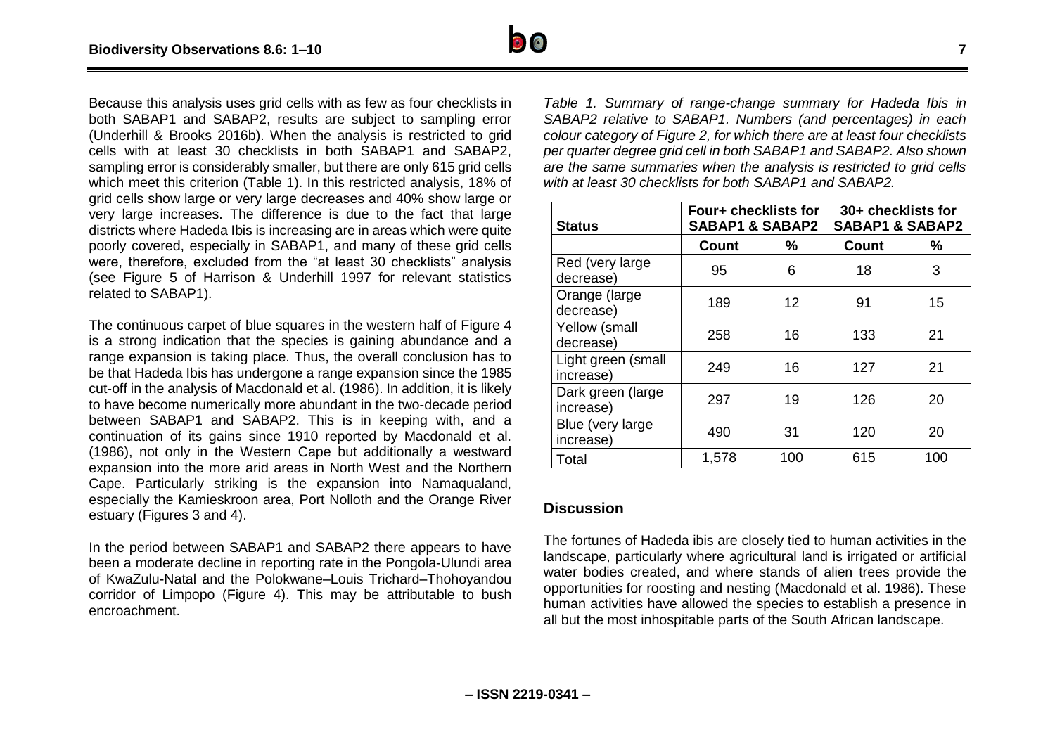Because this analysis uses grid cells with as few as four checklists in both SABAP1 and SABAP2, results are subject to sampling error (Underhill & Brooks 2016b). When the analysis is restricted to grid cells with at least 30 checklists in both SABAP1 and SABAP2, sampling error is considerably smaller, but there are only 615 grid cells which meet this criterion (Table 1). In this restricted analysis, 18% of grid cells show large or very large decreases and 40% show large or very large increases. The difference is due to the fact that large districts where Hadeda Ibis is increasing are in areas which were quite poorly covered, especially in SABAP1, and many of these grid cells were, therefore, excluded from the "at least 30 checklists" analysis (see Figure 5 of Harrison & Underhill 1997 for relevant statistics related to SABAP1).

The continuous carpet of blue squares in the western half of Figure 4 is a strong indication that the species is gaining abundance and a range expansion is taking place. Thus, the overall conclusion has to be that Hadeda Ibis has undergone a range expansion since the 1985 cut-off in the analysis of Macdonald et al. (1986). In addition, it is likely to have become numerically more abundant in the two-decade period between SABAP1 and SABAP2. This is in keeping with, and a continuation of its gains since 1910 reported by Macdonald et al. (1986), not only in the Western Cape but additionally a westward expansion into the more arid areas in North West and the Northern Cape. Particularly striking is the expansion into Namaqualand, especially the Kamieskroon area, Port Nolloth and the Orange River estuary (Figures 3 and 4).

In the period between SABAP1 and SABAP2 there appears to have been a moderate decline in reporting rate in the Pongola-Ulundi area of KwaZulu-Natal and the Polokwane–Louis Trichard–Thohoyandou corridor of Limpopo (Figure 4). This may be attributable to bush encroachment.

*Table 1. Summary of range-change summary for Hadeda Ibis in SABAP2 relative to SABAP1. Numbers (and percentages) in each colour category of Figure 2, for which there are at least four checklists per quarter degree grid cell in both SABAP1 and SABAP2. Also shown are the same summaries when the analysis is restricted to grid cells with at least 30 checklists for both SABAP1 and SABAP2.*

| Status | Four+ checklists for SABAP1 & SABAP2 | | 30+ checklists for SABAP1 & SABAP2 | |
|---|---|---|---|---|
| | Count | % | Count | % |
| Red (very large decrease) | 95 | 6 | 18 | 3 |
| Orange (large decrease) | 189 | 12 | 91 | 15 |
| Yellow (small decrease) | 258 | 16 | 133 | 21 |
| Light green (small increase) | 249 | 16 | 127 | 21 |
| Dark green (large increase) | 297 | 19 | 126 | 20 |
| Blue (very large increase) | 490 | 31 | 120 | 20 |
| Total | 1,578 | 100 | 615 | 100 |

## Discussion

The fortunes of Hadeda ibis are closely tied to human activities in the landscape, particularly where agricultural land is irrigated or artificial water bodies created, and where stands of alien trees provide the opportunities for roosting and nesting (Macdonald et al. 1986). These human activities have allowed the species to establish a presence in all but the most inhospitable parts of the South African landscape.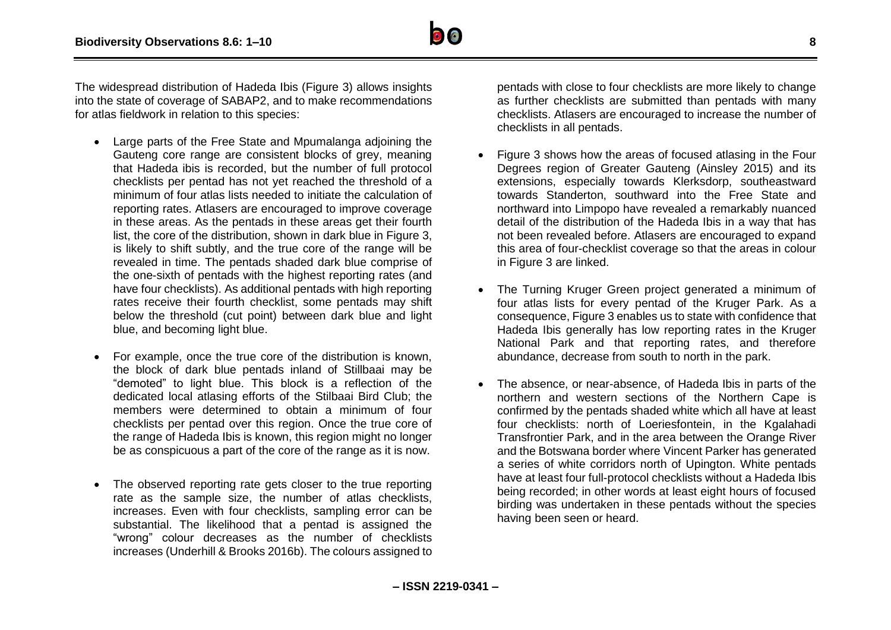The widespread distribution of Hadeda Ibis (Figure 3) allows insights into the state of coverage of SABAP2, and to make recommendations for atlas fieldwork in relation to this species:

- Large parts of the Free State and Mpumalanga adjoining the Gauteng core range are consistent blocks of grey, meaning that Hadeda ibis is recorded, but the number of full protocol checklists per pentad has not yet reached the threshold of a minimum of four atlas lists needed to initiate the calculation of reporting rates. Atlasers are encouraged to improve coverage in these areas. As the pentads in these areas get their fourth list, the core of the distribution, shown in dark blue in Figure 3, is likely to shift subtly, and the true core of the range will be revealed in time. The pentads shaded dark blue comprise of the one-sixth of pentads with the highest reporting rates (and have four checklists). As additional pentads with high reporting rates receive their fourth checklist, some pentads may shift below the threshold (cut point) between dark blue and light blue, and becoming light blue.

- For example, once the true core of the distribution is known, the block of dark blue pentads inland of Stillbaai may be "demoted" to light blue. This block is a reflection of the dedicated local atlasing efforts of the Stilbaai Bird Club; the members were determined to obtain a minimum of four checklists per pentad over this region. Once the true core of the range of Hadeda Ibis is known, this region might no longer be as conspicuous a part of the core of the range as it is now.

- The observed reporting rate gets closer to the true reporting rate as the sample size, the number of atlas checklists, increases. Even with four checklists, sampling error can be substantial. The likelihood that a pentad is assigned the "wrong" colour decreases as the number of checklists increases (Underhill & Brooks 2016b). The colours assigned to pentads with close to four checklists are more likely to change as further checklists are submitted than pentads with many checklists. Atlasers are encouraged to increase the number of checklists in all pentads.

- Figure 3 shows how the areas of focused atlasing in the Four Degrees region of Greater Gauteng (Ainsley 2015) and its extensions, especially towards Klerksdorp, southeastward towards Standerton, southward into the Free State and northward into Limpopo have revealed a remarkably nuanced detail of the distribution of the Hadeda Ibis in a way that has not been revealed before. Atlasers are encouraged to expand this area of four-checklist coverage so that the areas in colour in Figure 3 are linked.

- The Turning Kruger Green project generated a minimum of four atlas lists for every pentad of the Kruger Park. As a consequence, Figure 3 enables us to state with confidence that Hadeda Ibis generally has low reporting rates in the Kruger National Park and that reporting rates, and therefore abundance, decrease from south to north in the park.

- The absence, or near-absence, of Hadeda Ibis in parts of the northern and western sections of the Northern Cape is confirmed by the pentads shaded white which all have at least four checklists: north of Loeriesfontein, in the Kgalahadi Transfrontier Park, and in the area between the Orange River and the Botswana border where Vincent Parker has generated a series of white corridors north of Upington. White pentads have at least four full-protocol checklists without a Hadeda Ibis being recorded; in other words at least eight hours of focused birding was undertaken in these pentads without the species having been seen or heard.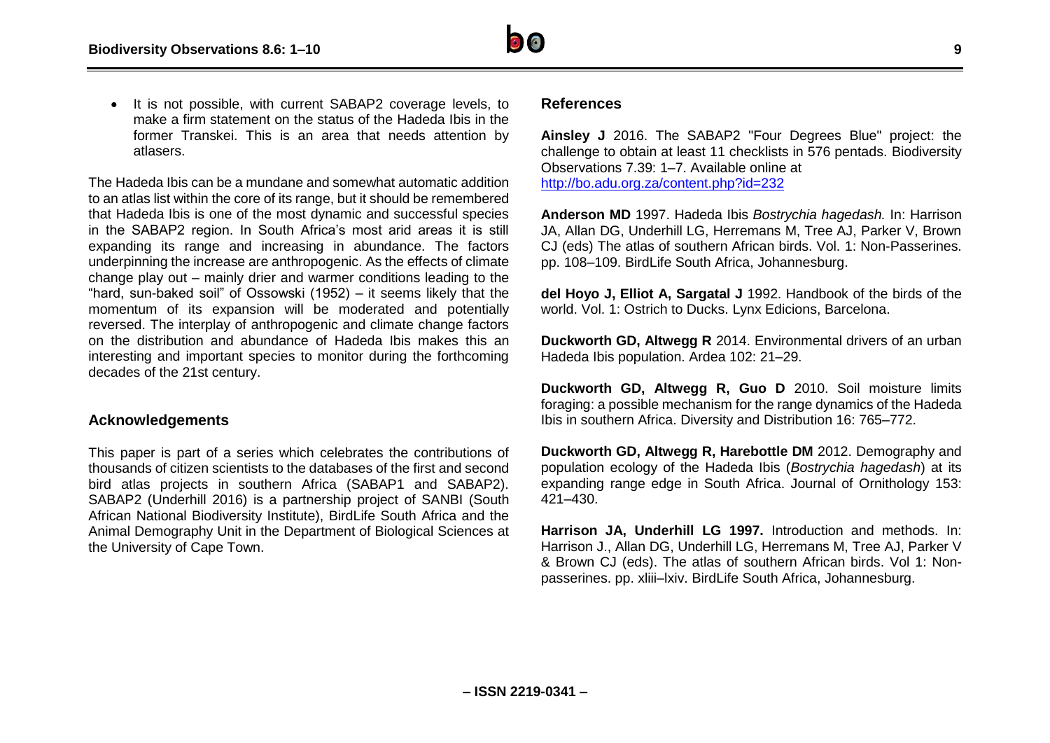- It is not possible, with current SABAP2 coverage levels, to make a firm statement on the status of the Hadeda Ibis in the former Transkei. This is an area that needs attention by atlasers.

The Hadeda Ibis can be a mundane and somewhat automatic addition to an atlas list within the core of its range, but it should be remembered that Hadeda Ibis is one of the most dynamic and successful species in the SABAP2 region. In South Africa's most arid areas it is still expanding its range and increasing in abundance. The factors underpinning the increase are anthropogenic. As the effects of climate change play out – mainly drier and warmer conditions leading to the "hard, sun-baked soil" of Ossowski (1952) – it seems likely that the momentum of its expansion will be moderated and potentially reversed. The interplay of anthropogenic and climate change factors on the distribution and abundance of Hadeda Ibis makes this an interesting and important species to monitor during the forthcoming decades of the 21st century.

## Acknowledgements

This paper is part of a series which celebrates the contributions of thousands of citizen scientists to the databases of the first and second bird atlas projects in southern Africa (SABAP1 and SABAP2). SABAP2 (Underhill 2016) is a partnership project of SANBI (South African National Biodiversity Institute), BirdLife South Africa and the Animal Demography Unit in the Department of Biological Sciences at the University of Cape Town.

## References

**Ainsley J** 2016. The SABAP2 "Four Degrees Blue" project: the challenge to obtain at least 11 checklists in 576 pentads. Biodiversity Observations 7.39: 1–7. Available online at http://bo.adu.org.za/content.php?id=232

**Anderson MD** 1997. Hadeda Ibis *Bostrychia hagedash.* In: Harrison JA, Allan DG, Underhill LG, Herremans M, Tree AJ, Parker V, Brown CJ (eds) The atlas of southern African birds. Vol. 1: Non-Passerines. pp. 108–109. BirdLife South Africa, Johannesburg.

**del Hoyo J, Elliot A, Sargatal J** 1992. Handbook of the birds of the world. Vol. 1: Ostrich to Ducks. Lynx Edicions, Barcelona.

**Duckworth GD, Altwegg R** 2014. Environmental drivers of an urban Hadeda Ibis population. Ardea 102: 21–29.

**Duckworth GD, Altwegg R, Guo D** 2010. Soil moisture limits foraging: a possible mechanism for the range dynamics of the Hadeda Ibis in southern Africa. Diversity and Distribution 16: 765–772.

**Duckworth GD, Altwegg R, Harebottle DM** 2012. Demography and population ecology of the Hadeda Ibis (*Bostrychia hagedash*) at its expanding range edge in South Africa. Journal of Ornithology 153: 421–430.

**Harrison JA, Underhill LG 1997.** Introduction and methods. In: Harrison J., Allan DG, Underhill LG, Herremans M, Tree AJ, Parker V & Brown CJ (eds). The atlas of southern African birds. Vol 1: Non-passerines. pp. xliii–lxiv. BirdLife South Africa, Johannesburg.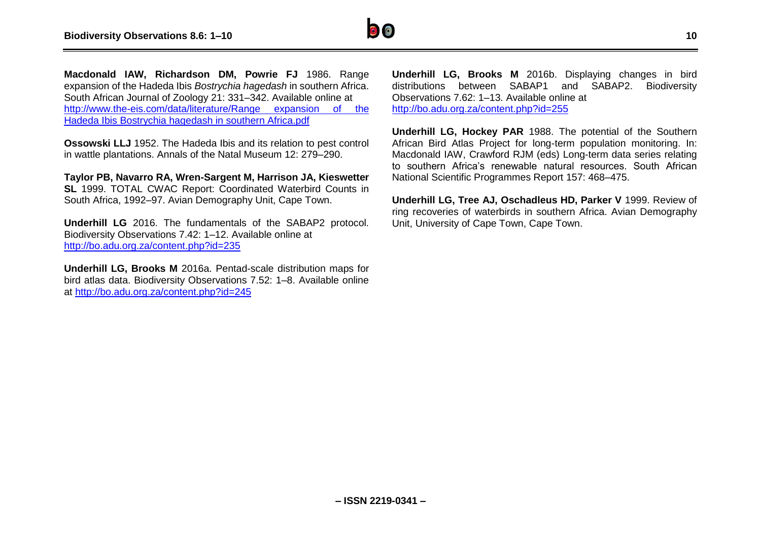**Macdonald IAW, Richardson DM, Powrie FJ** 1986. Range expansion of the Hadeda Ibis *Bostrychia hagedash* in southern Africa. South African Journal of Zoology 21: 331–342. Available online at http://www.the-eis.com/data/literature/Range expansion of the Hadeda Ibis Bostrychia hagedash in southern Africa.pdf

**Ossowski LLJ** 1952. The Hadeda Ibis and its relation to pest control in wattle plantations. Annals of the Natal Museum 12: 279–290.

**Taylor PB, Navarro RA, Wren-Sargent M, Harrison JA, Kieswetter SL** 1999. TOTAL CWAC Report: Coordinated Waterbird Counts in South Africa, 1992–97. Avian Demography Unit, Cape Town.

**Underhill LG** 2016. The fundamentals of the SABAP2 protocol. Biodiversity Observations 7.42: 1–12. Available online at http://bo.adu.org.za/content.php?id=235

**Underhill LG, Brooks M** 2016a. Pentad-scale distribution maps for bird atlas data. Biodiversity Observations 7.52: 1–8. Available online at http://bo.adu.org.za/content.php?id=245

**Underhill LG, Brooks M** 2016b. Displaying changes in bird distributions between SABAP1 and SABAP2. Biodiversity Observations 7.62: 1–13. Available online at http://bo.adu.org.za/content.php?id=255

**Underhill LG, Hockey PAR** 1988. The potential of the Southern African Bird Atlas Project for long-term population monitoring. In: Macdonald IAW, Crawford RJM (eds) Long-term data series relating to southern Africa's renewable natural resources. South African National Scientific Programmes Report 157: 468–475.

**Underhill LG, Tree AJ, Oschadleus HD, Parker V** 1999. Review of ring recoveries of waterbirds in southern Africa. Avian Demography Unit, University of Cape Town, Cape Town.